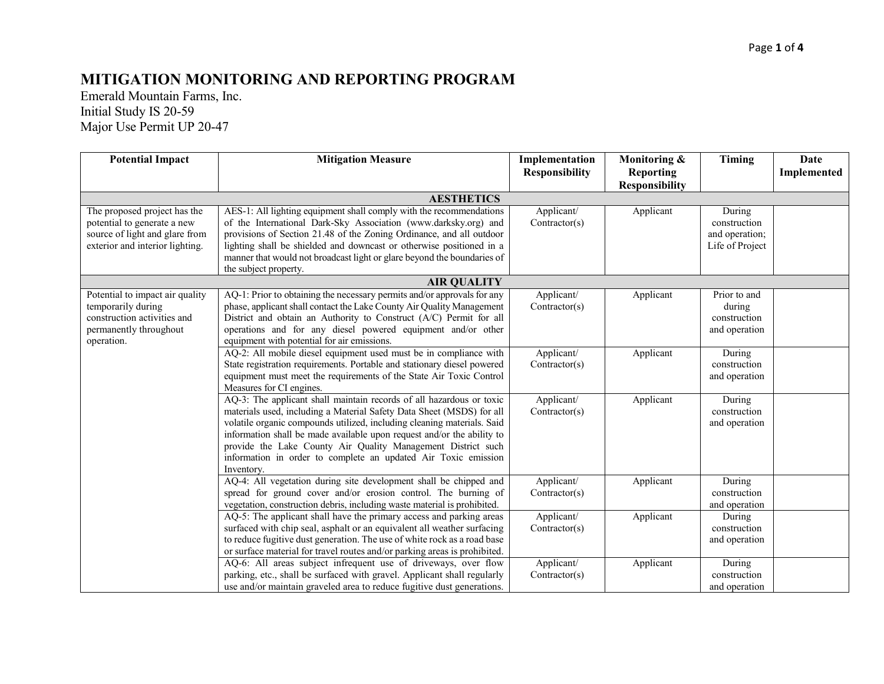# MITIGATION MONITORING AND REPORTING PROGRAM

Emerald Mountain Farms, Inc.
Initial Study IS 20-59
Major Use Permit UP 20-47

| Potential Impact | Mitigation Measure | Implementation Responsibility | Monitoring & Reporting Responsibility | Timing | Date Implemented |
|---|---|---|---|---|---|
| **AESTHETICS** | | | | | |
| The proposed project has the potential to generate a new source of light and glare from exterior and interior lighting. | AES-1: All lighting equipment shall comply with the recommendations of the International Dark-Sky Association (www.darksky.org) and provisions of Section 21.48 of the Zoning Ordinance, and all outdoor lighting shall be shielded and downcast or otherwise positioned in a manner that would not broadcast light or glare beyond the boundaries of the subject property. | Applicant/ Contractor(s) | Applicant | During construction and operation; Life of Project | |
| **AIR QUALITY** | | | | | |
| Potential to impact air quality temporarily during construction activities and permanently throughout operation. | AQ-1: Prior to obtaining the necessary permits and/or approvals for any phase, applicant shall contact the Lake County Air Quality Management District and obtain an Authority to Construct (A/C) Permit for all operations and for any diesel powered equipment and/or other equipment with potential for air emissions. | Applicant/ Contractor(s) | Applicant | Prior to and during construction and operation | |
| | AQ-2: All mobile diesel equipment used must be in compliance with State registration requirements. Portable and stationary diesel powered equipment must meet the requirements of the State Air Toxic Control Measures for CI engines. | Applicant/ Contractor(s) | Applicant | During construction and operation | |
| | AQ-3: The applicant shall maintain records of all hazardous or toxic materials used, including a Material Safety Data Sheet (MSDS) for all volatile organic compounds utilized, including cleaning materials. Said information shall be made available upon request and/or the ability to provide the Lake County Air Quality Management District such information in order to complete an updated Air Toxic emission Inventory. | Applicant/ Contractor(s) | Applicant | During construction and operation | |
| | AQ-4: All vegetation during site development shall be chipped and spread for ground cover and/or erosion control. The burning of vegetation, construction debris, including waste material is prohibited. | Applicant/ Contractor(s) | Applicant | During construction and operation | |
| | AQ-5: The applicant shall have the primary access and parking areas surfaced with chip seal, asphalt or an equivalent all weather surfacing to reduce fugitive dust generation. The use of white rock as a road base or surface material for travel routes and/or parking areas is prohibited. | Applicant/ Contractor(s) | Applicant | During construction and operation | |
| | AQ-6: All areas subject infrequent use of driveways, over flow parking, etc., shall be surfaced with gravel. Applicant shall regularly use and/or maintain graveled area to reduce fugitive dust generations. | Applicant/ Contractor(s) | Applicant | During construction and operation | |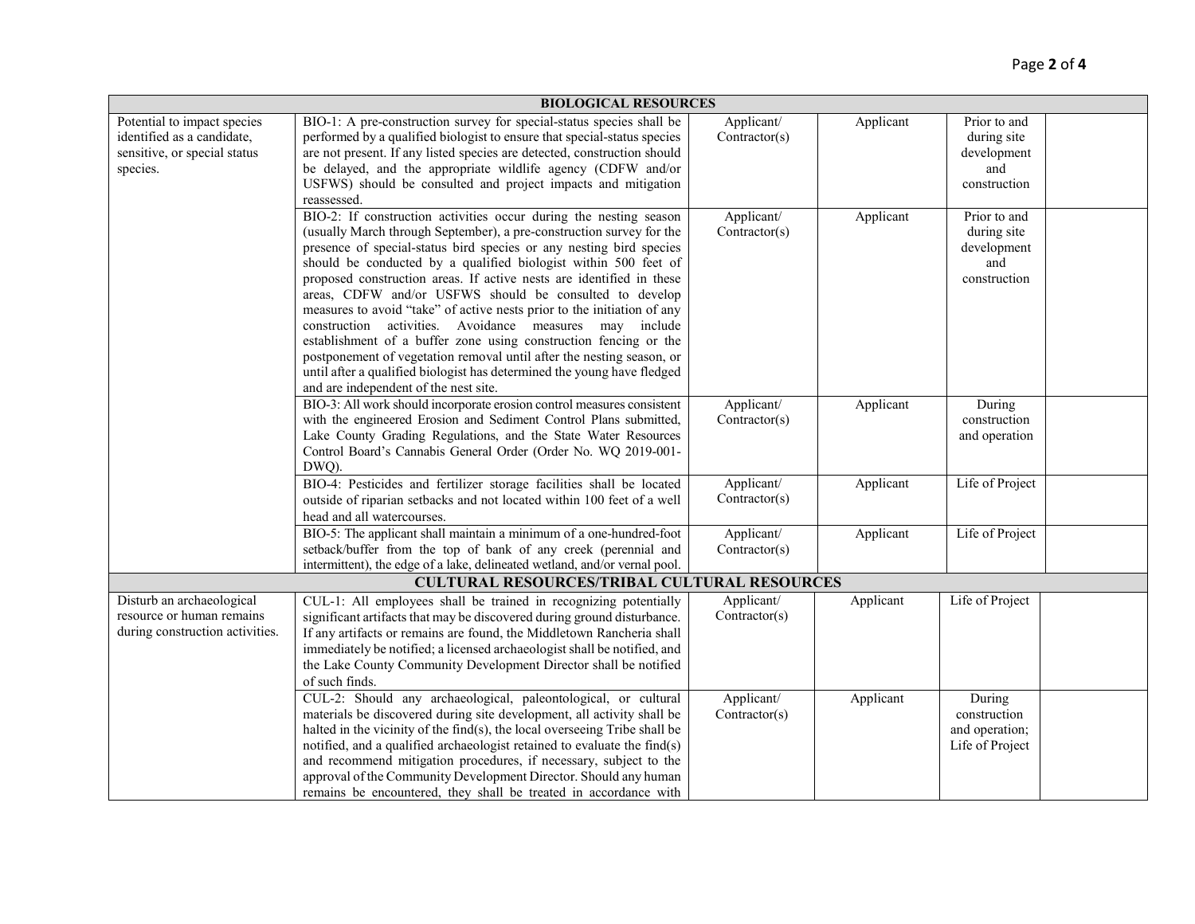| | | | | | |
|---|---|---|---|---|---|
| **BIOLOGICAL RESOURCES** | | | | | |
| Potential to impact species identified as a candidate, sensitive, or special status species. | BIO-1: A pre-construction survey for special-status species shall be performed by a qualified biologist to ensure that special-status species are not present. If any listed species are detected, construction should be delayed, and the appropriate wildlife agency (CDFW and/or USFWS) should be consulted and project impacts and mitigation reassessed. | Applicant/ Contractor(s) | Applicant | Prior to and during site development and construction | |
| | BIO-2: If construction activities occur during the nesting season (usually March through September), a pre-construction survey for the presence of special-status bird species or any nesting bird species should be conducted by a qualified biologist within 500 feet of proposed construction areas. If active nests are identified in these areas, CDFW and/or USFWS should be consulted to develop measures to avoid "take" of active nests prior to the initiation of any construction activities. Avoidance measures may include establishment of a buffer zone using construction fencing or the postponement of vegetation removal until after the nesting season, or until after a qualified biologist has determined the young have fledged and are independent of the nest site. | Applicant/ Contractor(s) | Applicant | Prior to and during site development and construction | |
| | BIO-3: All work should incorporate erosion control measures consistent with the engineered Erosion and Sediment Control Plans submitted, Lake County Grading Regulations, and the State Water Resources Control Board's Cannabis General Order (Order No. WQ 2019-001-DWQ). | Applicant/ Contractor(s) | Applicant | During construction and operation | |
| | BIO-4: Pesticides and fertilizer storage facilities shall be located outside of riparian setbacks and not located within 100 feet of a well head and all watercourses. | Applicant/ Contractor(s) | Applicant | Life of Project | |
| | BIO-5: The applicant shall maintain a minimum of a one-hundred-foot setback/buffer from the top of bank of any creek (perennial and intermittent), the edge of a lake, delineated wetland, and/or vernal pool. | Applicant/ Contractor(s) | Applicant | Life of Project | |
| **CULTURAL RESOURCES/TRIBAL CULTURAL RESOURCES** | | | | | |
| Disturb an archaeological resource or human remains during construction activities. | CUL-1: All employees shall be trained in recognizing potentially significant artifacts that may be discovered during ground disturbance. If any artifacts or remains are found, the Middletown Rancheria shall immediately be notified; a licensed archaeologist shall be notified, and the Lake County Community Development Director shall be notified of such finds. | Applicant/ Contractor(s) | Applicant | Life of Project | |
| | CUL-2: Should any archaeological, paleontological, or cultural materials be discovered during site development, all activity shall be halted in the vicinity of the find(s), the local overseeing Tribe shall be notified, and a qualified archaeologist retained to evaluate the find(s) and recommend mitigation procedures, if necessary, subject to the approval of the Community Development Director. Should any human remains be encountered, they shall be treated in accordance with | Applicant/ Contractor(s) | Applicant | During construction and operation; Life of Project | |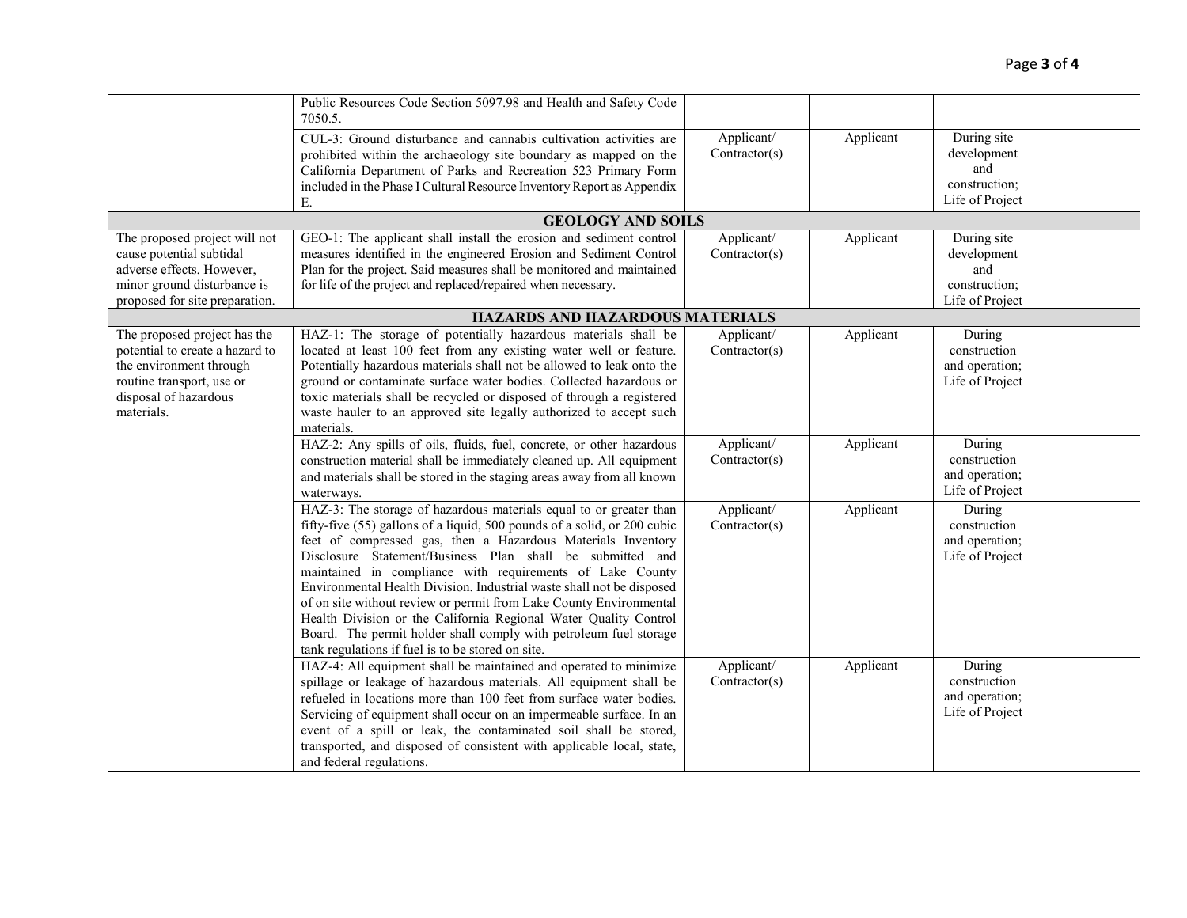| | | | | | |
|---|---|---|---|---|---|
| | Public Resources Code Section 5097.98 and Health and Safety Code 7050.5. | | | | |
| | CUL-3: Ground disturbance and cannabis cultivation activities are prohibited within the archaeology site boundary as mapped on the California Department of Parks and Recreation 523 Primary Form included in the Phase I Cultural Resource Inventory Report as Appendix E. | Applicant/ Contractor(s) | Applicant | During site development and construction; Life of Project | |
| **GEOLOGY AND SOILS** | | | | | |
| The proposed project will not cause potential subtidal adverse effects. However, minor ground disturbance is proposed for site preparation. | GEO-1: The applicant shall install the erosion and sediment control measures identified in the engineered Erosion and Sediment Control Plan for the project. Said measures shall be monitored and maintained for life of the project and replaced/repaired when necessary. | Applicant/ Contractor(s) | Applicant | During site development and construction; Life of Project | |
| **HAZARDS AND HAZARDOUS MATERIALS** | | | | | |
| The proposed project has the potential to create a hazard to the environment through routine transport, use or disposal of hazardous materials. | HAZ-1: The storage of potentially hazardous materials shall be located at least 100 feet from any existing water well or feature. Potentially hazardous materials shall not be allowed to leak onto the ground or contaminate surface water bodies. Collected hazardous or toxic materials shall be recycled or disposed of through a registered waste hauler to an approved site legally authorized to accept such materials. | Applicant/ Contractor(s) | Applicant | During construction and operation; Life of Project | |
| | HAZ-2: Any spills of oils, fluids, fuel, concrete, or other hazardous construction material shall be immediately cleaned up. All equipment and materials shall be stored in the staging areas away from all known waterways. | Applicant/ Contractor(s) | Applicant | During construction and operation; Life of Project | |
| | HAZ-3: The storage of hazardous materials equal to or greater than fifty-five (55) gallons of a liquid, 500 pounds of a solid, or 200 cubic feet of compressed gas, then a Hazardous Materials Inventory Disclosure Statement/Business Plan shall be submitted and maintained in compliance with requirements of Lake County Environmental Health Division. Industrial waste shall not be disposed of on site without review or permit from Lake County Environmental Health Division or the California Regional Water Quality Control Board. The permit holder shall comply with petroleum fuel storage tank regulations if fuel is to be stored on site. | Applicant/ Contractor(s) | Applicant | During construction and operation; Life of Project | |
| | HAZ-4: All equipment shall be maintained and operated to minimize spillage or leakage of hazardous materials. All equipment shall be refueled in locations more than 100 feet from surface water bodies. Servicing of equipment shall occur on an impermeable surface. In an event of a spill or leak, the contaminated soil shall be stored, transported, and disposed of consistent with applicable local, state, and federal regulations. | Applicant/ Contractor(s) | Applicant | During construction and operation; Life of Project | |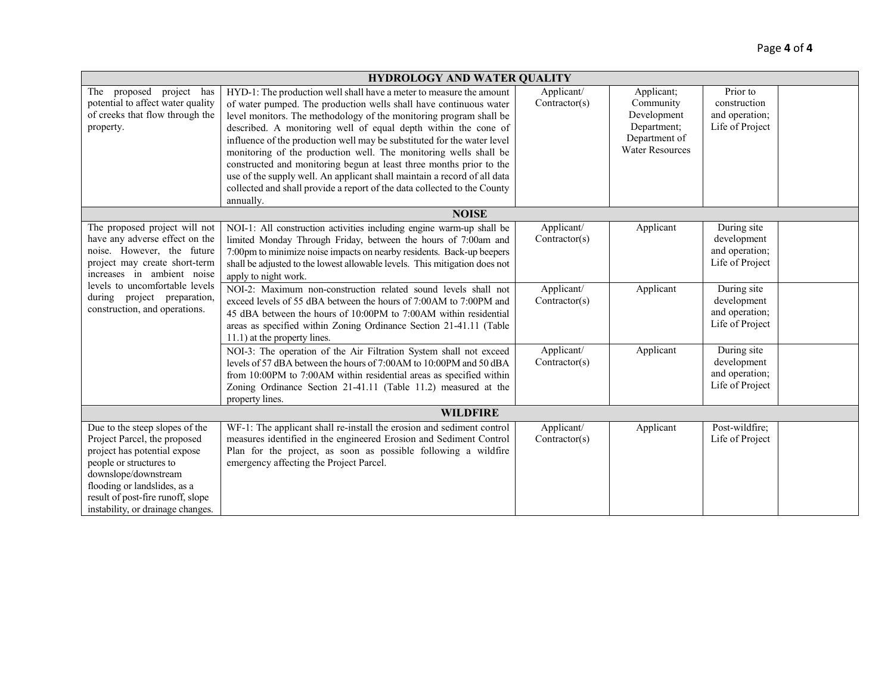| | | | | | |
|---|---|---|---|---|---|
| **HYDROLOGY AND WATER QUALITY** | | | | | |
| The proposed project has potential to affect water quality of creeks that flow through the property. | HYD-1: The production well shall have a meter to measure the amount of water pumped. The production wells shall have continuous water level monitors. The methodology of the monitoring program shall be described. A monitoring well of equal depth within the cone of influence of the production well may be substituted for the water level monitoring of the production well. The monitoring wells shall be constructed and monitoring begun at least three months prior to the use of the supply well. An applicant shall maintain a record of all data collected and shall provide a report of the data collected to the County annually. | Applicant/ Contractor(s) | Applicant; Community Development Department; Department of Water Resources | Prior to construction and operation; Life of Project | |
| **NOISE** | | | | | |
| The proposed project will not have any adverse effect on the noise. However, the future project may create short-term increases in ambient noise levels to uncomfortable levels during project preparation, construction, and operations. | NOI-1: All construction activities including engine warm-up shall be limited Monday Through Friday, between the hours of 7:00am and 7:00pm to minimize noise impacts on nearby residents. Back-up beepers shall be adjusted to the lowest allowable levels. This mitigation does not apply to night work. | Applicant/ Contractor(s) | Applicant | During site development and operation; Life of Project | |
| | NOI-2: Maximum non-construction related sound levels shall not exceed levels of 55 dBA between the hours of 7:00AM to 7:00PM and 45 dBA between the hours of 10:00PM to 7:00AM within residential areas as specified within Zoning Ordinance Section 21-41.11 (Table 11.1) at the property lines. | Applicant/ Contractor(s) | Applicant | During site development and operation; Life of Project | |
| | NOI-3: The operation of the Air Filtration System shall not exceed levels of 57 dBA between the hours of 7:00AM to 10:00PM and 50 dBA from 10:00PM to 7:00AM within residential areas as specified within Zoning Ordinance Section 21-41.11 (Table 11.2) measured at the property lines. | Applicant/ Contractor(s) | Applicant | During site development and operation; Life of Project | |
| **WILDFIRE** | | | | | |
| Due to the steep slopes of the Project Parcel, the proposed project has potential expose people or structures to downslope/downstream flooding or landslides, as a result of post-fire runoff, slope instability, or drainage changes. | WF-1: The applicant shall re-install the erosion and sediment control measures identified in the engineered Erosion and Sediment Control Plan for the project, as soon as possible following a wildfire emergency affecting the Project Parcel. | Applicant/ Contractor(s) | Applicant | Post-wildfire; Life of Project | |